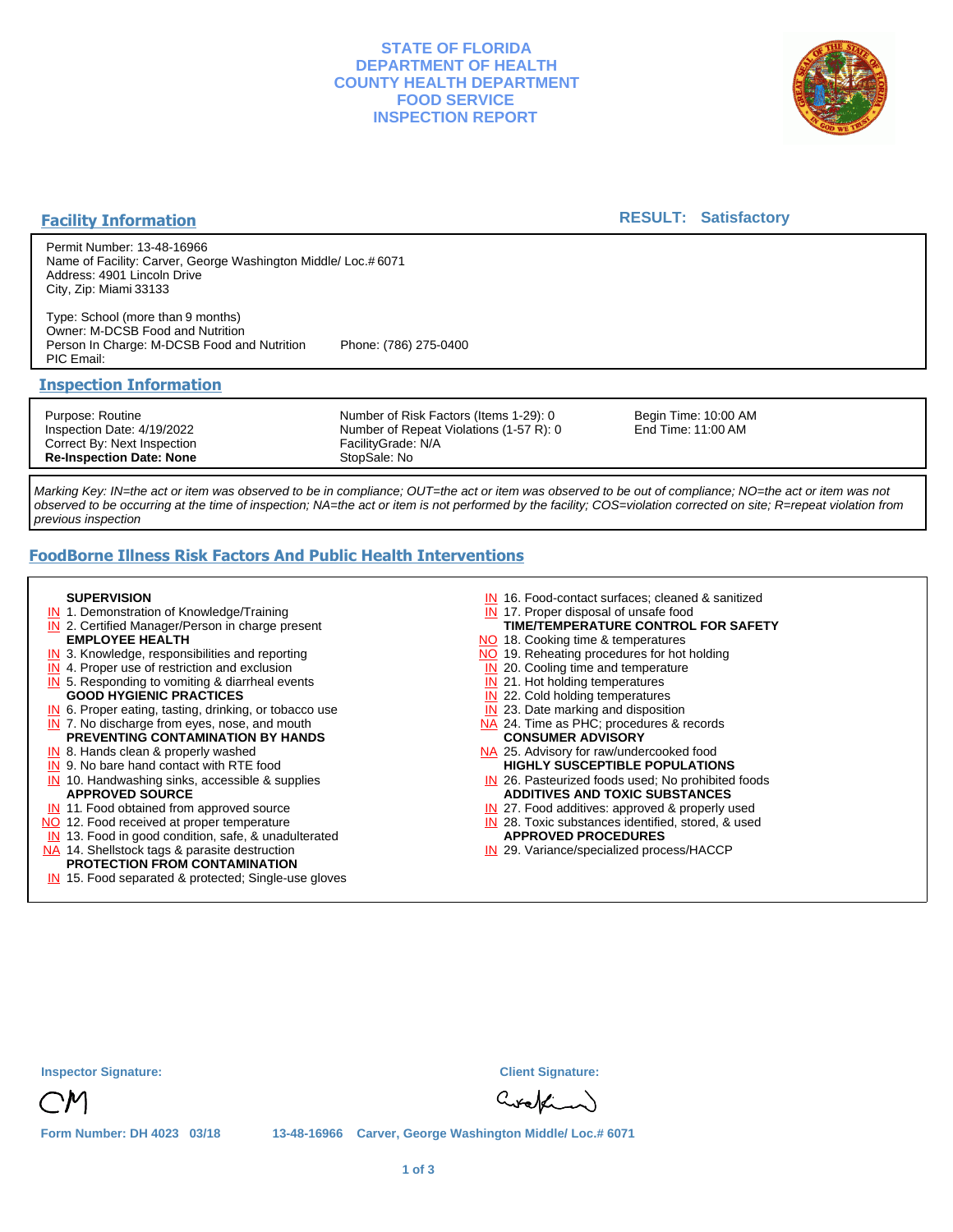# STATE OF FLORIDA
# DEPARTMENT OF HEALTH
# COUNTY HEALTH DEPARTMENT
# FOOD SERVICE
# INSPECTION REPORT

## Facility Information

**RESULT: Satisfactory**

Permit Number: 13-48-16966
Name of Facility: Carver, George Washington Middle/ Loc.# 6071
Address: 4901 Lincoln Drive
City, Zip: Miami 33133

Type: School (more than 9 months)
Owner: M-DCSB Food and Nutrition
Person In Charge: M-DCSB Food and Nutrition    Phone: (786) 275-0400
PIC Email:

## Inspection Information

| | | |
|---|---|---|
| Purpose: Routine | Number of Risk Factors (Items 1-29): 0 | Begin Time: 10:00 AM |
| Inspection Date: 4/19/2022 | Number of Repeat Violations (1-57 R): 0 | End Time: 11:00 AM |
| Correct By: Next Inspection | FacilityGrade: N/A | |
| **Re-Inspection Date: None** | StopSale: No | |

*Marking Key: IN=the act or item was observed to be in compliance; OUT=the act or item was observed to be out of compliance; NO=the act or item was not observed to be occurring at the time of inspection; NA=the act or item is not performed by the facility; COS=violation corrected on site; R=repeat violation from previous inspection*

## FoodBorne Illness Risk Factors And Public Health Interventions

**SUPERVISION**
- IN 1. Demonstration of Knowledge/Training
- IN 2. Certified Manager/Person in charge present

**EMPLOYEE HEALTH**
- IN 3. Knowledge, responsibilities and reporting
- IN 4. Proper use of restriction and exclusion
- IN 5. Responding to vomiting & diarrheal events

**GOOD HYGIENIC PRACTICES**
- IN 6. Proper eating, tasting, drinking, or tobacco use
- IN 7. No discharge from eyes, nose, and mouth

**PREVENTING CONTAMINATION BY HANDS**
- IN 8. Hands clean & properly washed
- IN 9. No bare hand contact with RTE food
- IN 10. Handwashing sinks, accessible & supplies

**APPROVED SOURCE**
- IN 11. Food obtained from approved source
- NO 12. Food received at proper temperature
- IN 13. Food in good condition, safe, & unadulterated
- NA 14. Shellstock tags & parasite destruction

**PROTECTION FROM CONTAMINATION**
- IN 15. Food separated & protected; Single-use gloves
- IN 16. Food-contact surfaces; cleaned & sanitized
- IN 17. Proper disposal of unsafe food

**TIME/TEMPERATURE CONTROL FOR SAFETY**
- NO 18. Cooking time & temperatures
- NO 19. Reheating procedures for hot holding
- IN 20. Cooling time and temperature
- IN 21. Hot holding temperatures
- IN 22. Cold holding temperatures
- IN 23. Date marking and disposition
- NA 24. Time as PHC; procedures & records

**CONSUMER ADVISORY**
- NA 25. Advisory for raw/undercooked food

**HIGHLY SUSCEPTIBLE POPULATIONS**
- IN 26. Pasteurized foods used; No prohibited foods

**ADDITIVES AND TOXIC SUBSTANCES**
- IN 27. Food additives: approved & properly used
- IN 28. Toxic substances identified, stored, & used

**APPROVED PROCEDURES**
- IN 29. Variance/specialized process/HACCP

**Inspector Signature:** CM

**Client Signature:**

Form Number: DH 4023 03/18    13-48-16966 Carver, George Washington Middle/ Loc.# 6071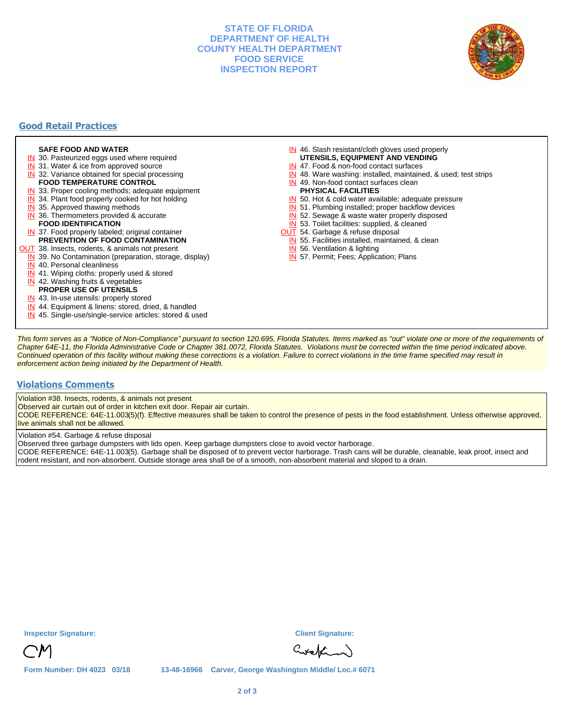# STATE OF FLORIDA
# DEPARTMENT OF HEALTH
# COUNTY HEALTH DEPARTMENT
# FOOD SERVICE
# INSPECTION REPORT

## Good Retail Practices

**SAFE FOOD AND WATER**

- IN 30. Pasteurized eggs used where required
- IN 31. Water & ice from approved source
- IN 32. Variance obtained for special processing

**FOOD TEMPERATURE CONTROL**

- IN 33. Proper cooling methods; adequate equipment
- IN 34. Plant food properly cooked for hot holding
- IN 35. Approved thawing methods
- IN 36. Thermometers provided & accurate

**FOOD IDENTIFICATION**

- IN 37. Food properly labeled; original container

**PREVENTION OF FOOD CONTAMINATION**

- OUT 38. Insects, rodents, & animals not present
- IN 39. No Contamination (preparation, storage, display)
- IN 40. Personal cleanliness
- IN 41. Wiping cloths: properly used & stored
- IN 42. Washing fruits & vegetables

**PROPER USE OF UTENSILS**

- IN 43. In-use utensils: properly stored
- IN 44. Equipment & linens: stored, dried, & handled
- IN 45. Single-use/single-service articles: stored & used
- IN 46. Slash resistant/cloth gloves used properly

**UTENSILS, EQUIPMENT AND VENDING**

- IN 47. Food & non-food contact surfaces
- IN 48. Ware washing: installed, maintained, & used; test strips
- IN 49. Non-food contact surfaces clean

**PHYSICAL FACILITIES**

- IN 50. Hot & cold water available; adequate pressure
- IN 51. Plumbing installed; proper backflow devices
- IN 52. Sewage & waste water properly disposed
- IN 53. Toilet facilities: supplied, & cleaned
- OUT 54. Garbage & refuse disposal
- IN 55. Facilities installed, maintained, & clean
- IN 56. Ventilation & lighting
- IN 57. Permit; Fees; Application; Plans

*This form serves as a "Notice of Non-Compliance" pursuant to section 120.695, Florida Statutes. Items marked as "out" violate one or more of the requirements of Chapter 64E-11, the Florida Administrative Code or Chapter 381.0072, Florida Statutes. Violations must be corrected within the time period indicated above. Continued operation of this facility without making these corrections is a violation. Failure to correct violations in the time frame specified may result in enforcement action being initiated by the Department of Health.*

## Violations Comments

Violation #38. Insects, rodents, & animals not present
Observed air curtain out of order in kitchen exit door. Repair air curtain.
CODE REFERENCE: 64E-11.003(5)(f). Effective measures shall be taken to control the presence of pests in the food establishment. Unless otherwise approved, live animals shall not be allowed.

Violation #54. Garbage & refuse disposal
Observed three garbage dumpsters with lids open. Keep garbage dumpsters close to avoid vector harborage.
CODE REFERENCE: 64E-11.003(5). Garbage shall be disposed of to prevent vector harborage. Trash cans will be durable, cleanable, leak proof, insect and rodent resistant, and non-absorbent. Outside storage area shall be of a smooth, non-absorbent material and sloped to a drain.

**Inspector Signature:** CM

**Client Signature:**

Form Number: DH 4023 03/18 13-48-16966 Carver, George Washington Middle/ Loc.# 6071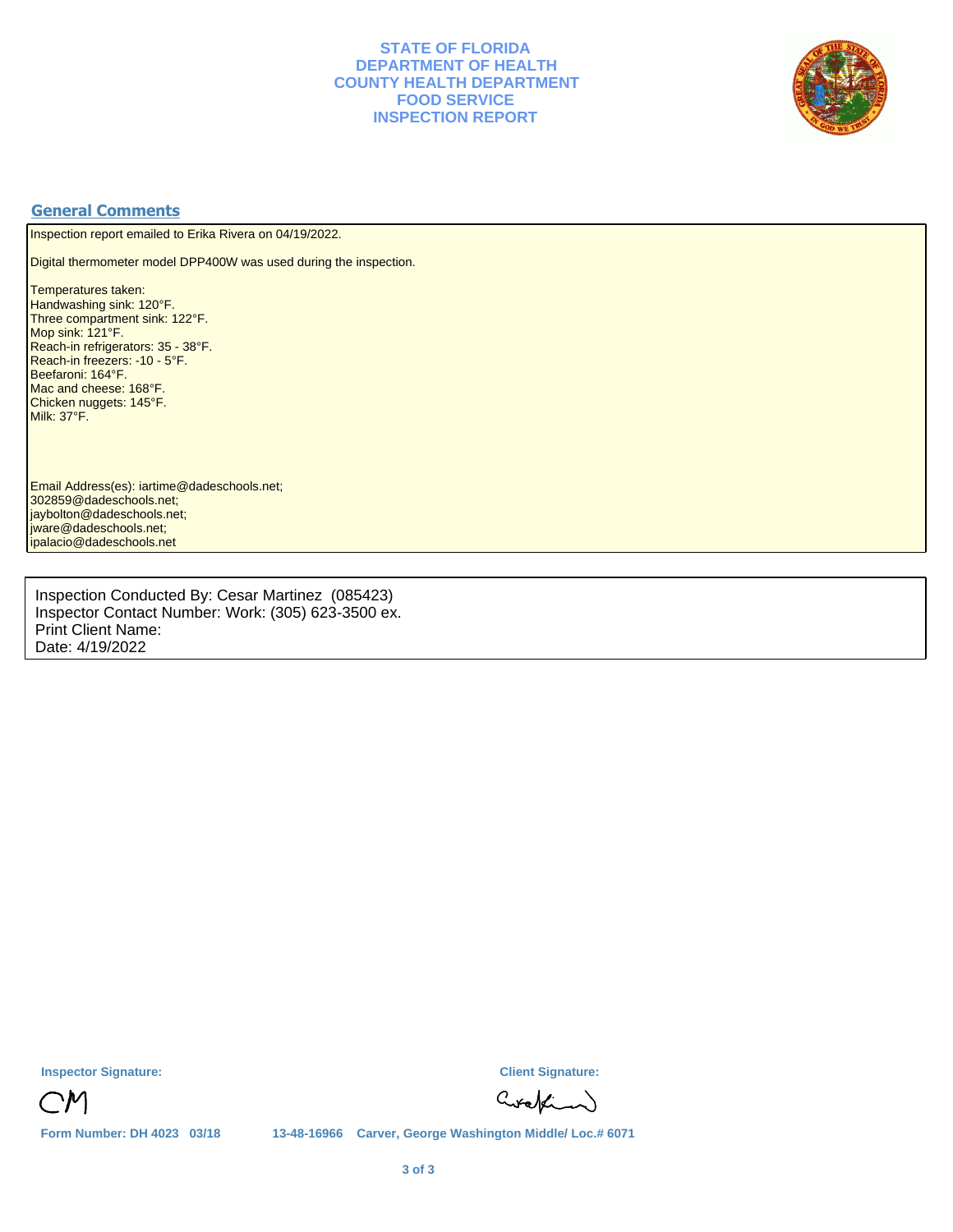# STATE OF FLORIDA
# DEPARTMENT OF HEALTH
# COUNTY HEALTH DEPARTMENT
# FOOD SERVICE
# INSPECTION REPORT

## General Comments

Inspection report emailed to Erika Rivera on 04/19/2022.

Digital thermometer model DPP400W was used during the inspection.

Temperatures taken:
Handwashing sink: 120°F.
Three compartment sink: 122°F.
Mop sink: 121°F.
Reach-in refrigerators: 35 - 38°F.
Reach-in freezers: -10 - 5°F.
Beefaroni: 164°F.
Mac and cheese: 168°F.
Chicken nuggets: 145°F.
Milk: 37°F.

Email Address(es): iartime@dadeschools.net;
302859@dadeschools.net;
jaybolton@dadeschools.net;
jware@dadeschools.net;
ipalacio@dadeschools.net

Inspection Conducted By: Cesar Martinez (085423)
Inspector Contact Number: Work: (305) 623-3500 ex.
Print Client Name:
Date: 4/19/2022

**Inspector Signature:** CM

**Client Signature:**

**Form Number: DH 4023 03/18** 13-48-16966 Carver, George Washington Middle/ Loc.# 6071